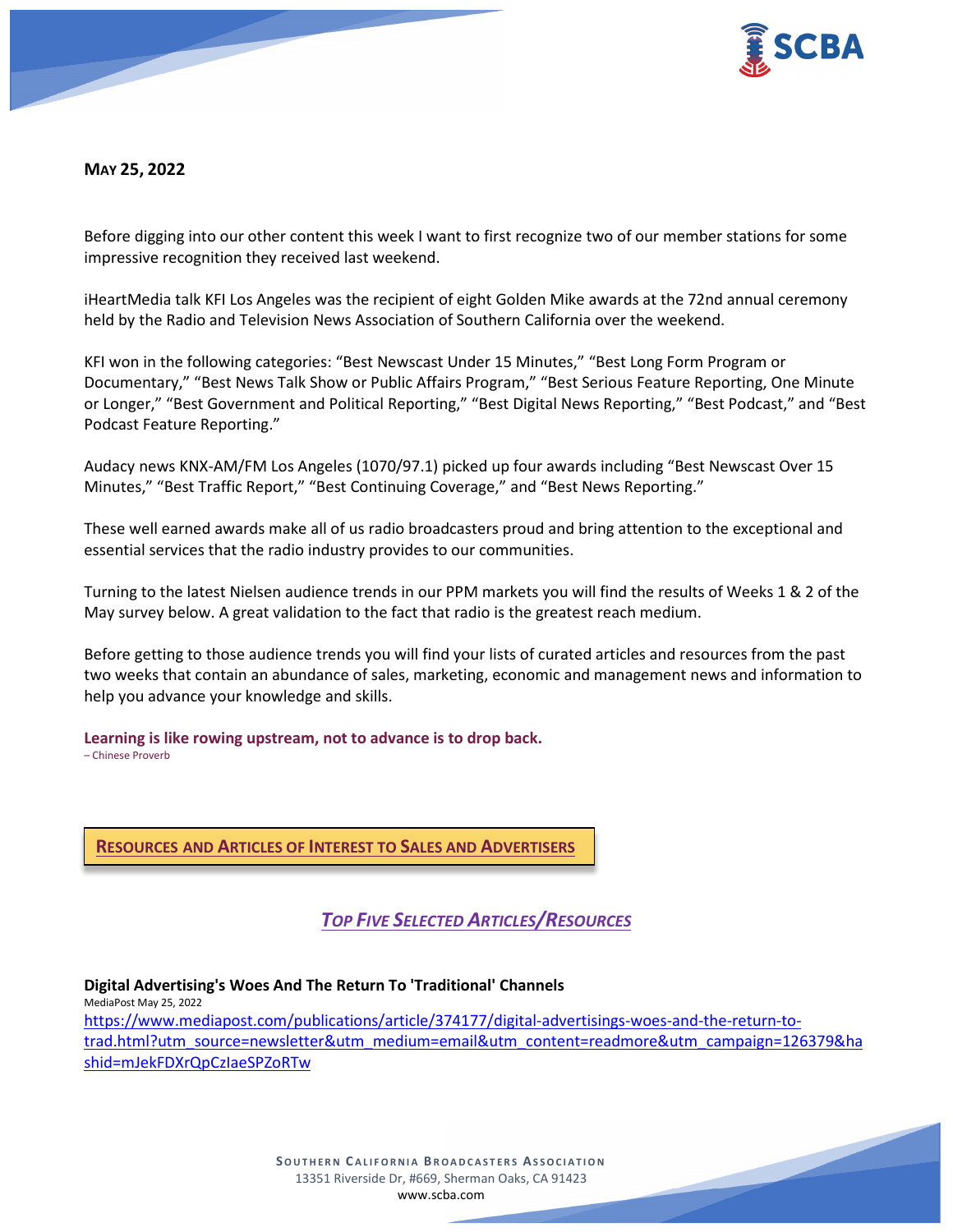**MAY 25, 2022**

Before digging into our other content this week I want to first recognize two of our member stations for some impressive recognition they received last weekend.

iHeartMedia talk KFI Los Angeles was the recipient of eight Golden Mike awards at the 72nd annual ceremony held by the Radio and Television News Association of Southern California over the weekend.

KFI won in the following categories: “Best Newscast Under 15 Minutes,” “Best Long Form Program or Documentary,” “Best News Talk Show or Public Affairs Program,” “Best Serious Feature Reporting, One Minute or Longer,” “Best Government and Political Reporting,” “Best Digital News Reporting,” “Best Podcast,” and “Best Podcast Feature Reporting.”

Audacy news KNX-AM/FM Los Angeles (1070/97.1) picked up four awards including “Best Newscast Over 15 Minutes,” “Best Traffic Report,” “Best Continuing Coverage,” and “Best News Reporting.”

These well earned awards make all of us radio broadcasters proud and bring attention to the exceptional and essential services that the radio industry provides to our communities.

Turning to the latest Nielsen audience trends in our PPM markets you will find the results of Weeks 1 & 2 of the May survey below. A great validation to the fact that radio is the greatest reach medium.

Before getting to those audience trends you will find your lists of curated articles and resources from the past two weeks that contain an abundance of sales, marketing, economic and management news and information to help you advance your knowledge and skills.

**Learning is like rowing upstream, not to advance is to drop back.**
– Chinese Proverb

## RESOURCES AND ARTICLES OF INTEREST TO SALES AND ADVERTISERS

### *TOP FIVE SELECTED ARTICLES/RESOURCES*

**Digital Advertising's Woes And The Return To 'Traditional' Channels**
MediaPost May 25, 2022
https://www.mediapost.com/publications/article/374177/digital-advertisings-woes-and-the-return-to-trad.html?utm_source=newsletter&utm_medium=email&utm_content=readmore&utm_campaign=126379&hashid=mJekFDXrQpCzIaeSPZoRTw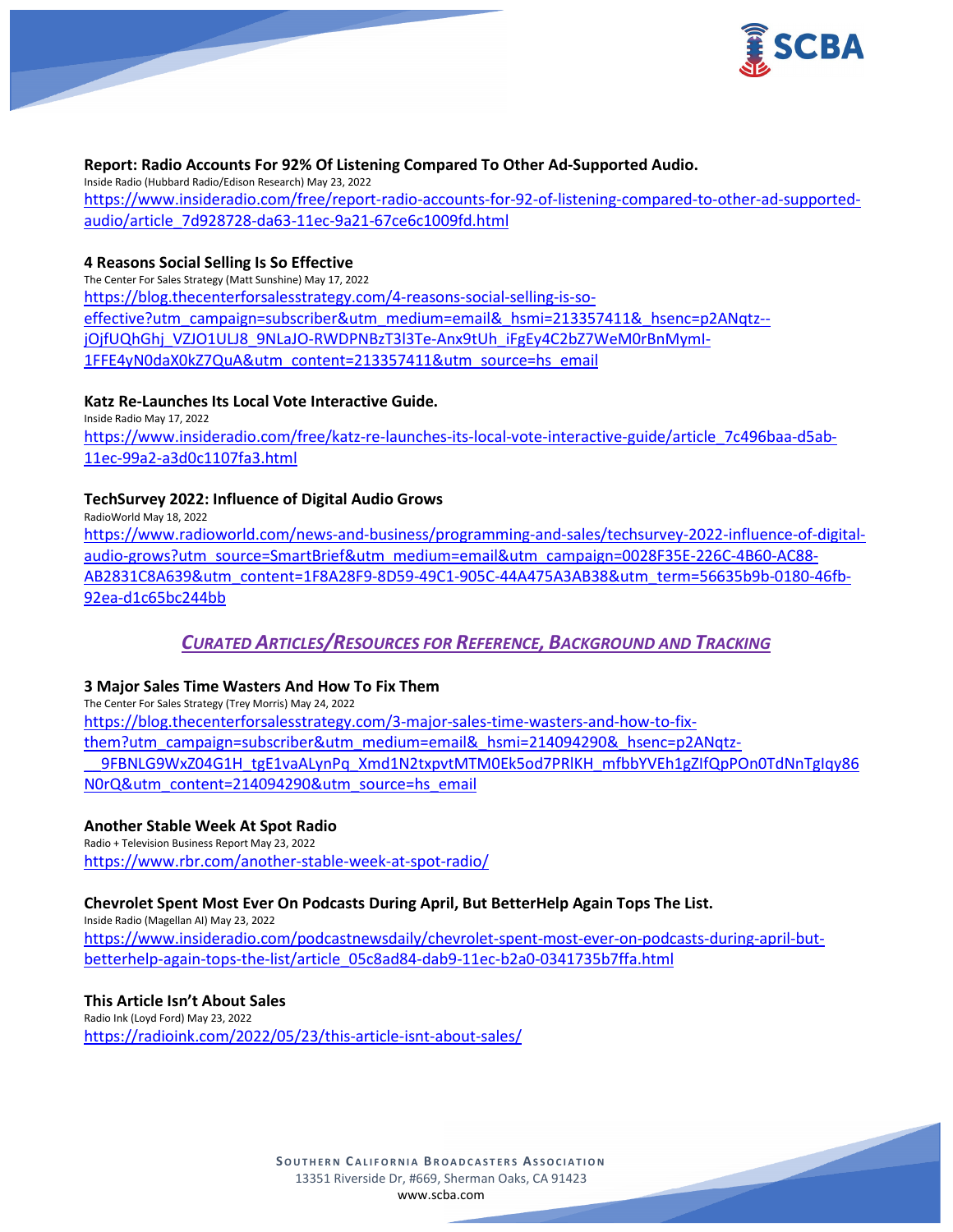**Report: Radio Accounts For 92% Of Listening Compared To Other Ad-Supported Audio.**
Inside Radio (Hubbard Radio/Edison Research) May 23, 2022
https://www.insideradio.com/free/report-radio-accounts-for-92-of-listening-compared-to-other-ad-supported-audio/article_7d928728-da63-11ec-9a21-67ce6c1009fd.html

**4 Reasons Social Selling Is So Effective**
The Center For Sales Strategy (Matt Sunshine) May 17, 2022
https://blog.thecenterforsalesstrategy.com/4-reasons-social-selling-is-so-effective?utm_campaign=subscriber&utm_medium=email&_hsmi=213357411&_hsenc=p2ANqtz--jOjfUQhGhj_VZJO1ULJ8_9NLaJO-RWDPNBzT3l3Te-Anx9tUh_iFgEy4C2bZ7WeM0rBnMyml-1FFE4yN0daX0kZ7QuA&utm_content=213357411&utm_source=hs_email

**Katz Re-Launches Its Local Vote Interactive Guide.**
Inside Radio May 17, 2022
https://www.insideradio.com/free/katz-re-launches-its-local-vote-interactive-guide/article_7c496baa-d5ab-11ec-99a2-a3d0c1107fa3.html

**TechSurvey 2022: Influence of Digital Audio Grows**
RadioWorld May 18, 2022
https://www.radioworld.com/news-and-business/programming-and-sales/techsurvey-2022-influence-of-digital-audio-grows?utm_source=SmartBrief&utm_medium=email&utm_campaign=0028F35E-226C-4B60-AC88-AB2831C8A639&utm_content=1F8A28F9-8D59-49C1-905C-44A475A3AB38&utm_term=56635b9b-0180-46fb-92ea-d1c65bc244bb

## *CURATED ARTICLES/RESOURCES FOR REFERENCE, BACKGROUND AND TRACKING*

**3 Major Sales Time Wasters And How To Fix Them**
The Center For Sales Strategy (Trey Morris) May 24, 2022
https://blog.thecenterforsalesstrategy.com/3-major-sales-time-wasters-and-how-to-fix-them?utm_campaign=subscriber&utm_medium=email&_hsmi=214094290&_hsenc=p2ANqtz-__9FBNLG9WxZ04G1H_tgE1vaALynPq_Xmd1N2txpvtMTM0Ek5od7PRlKH_mfbbYVEh1gZlfQpPOn0TdNnTgIqy86N0rQ&utm_content=214094290&utm_source=hs_email

**Another Stable Week At Spot Radio**
Radio + Television Business Report May 23, 2022
https://www.rbr.com/another-stable-week-at-spot-radio/

**Chevrolet Spent Most Ever On Podcasts During April, But BetterHelp Again Tops The List.**
Inside Radio (Magellan AI) May 23, 2022
https://www.insideradio.com/podcastnewsdaily/chevrolet-spent-most-ever-on-podcasts-during-april-but-betterhelp-again-tops-the-list/article_05c8ad84-dab9-11ec-b2a0-0341735b7ffa.html

**This Article Isn't About Sales**
Radio Ink (Loyd Ford) May 23, 2022
https://radioink.com/2022/05/23/this-article-isnt-about-sales/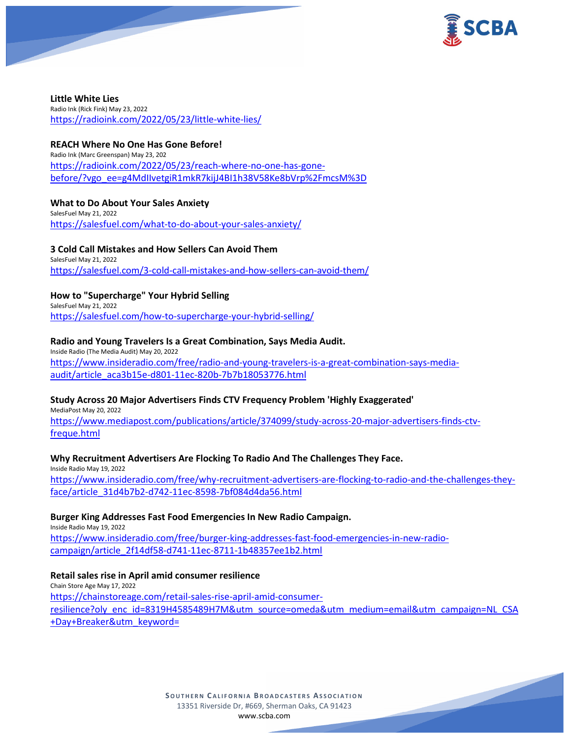**Little White Lies**
Radio Ink (Rick Fink) May 23, 2022
https://radioink.com/2022/05/23/little-white-lies/

**REACH Where No One Has Gone Before!**
Radio Ink (Marc Greenspan) May 23, 202
https://radioink.com/2022/05/23/reach-where-no-one-has-gone-before/?vgo_ee=g4MdIlvetgiR1mkR7kijJ4BI1h38V58Ke8bVrp%2FmcsM%3D

**What to Do About Your Sales Anxiety**
SalesFuel May 21, 2022
https://salesfuel.com/what-to-do-about-your-sales-anxiety/

**3 Cold Call Mistakes and How Sellers Can Avoid Them**
SalesFuel May 21, 2022
https://salesfuel.com/3-cold-call-mistakes-and-how-sellers-can-avoid-them/

**How to "Supercharge" Your Hybrid Selling**
SalesFuel May 21, 2022
https://salesfuel.com/how-to-supercharge-your-hybrid-selling/

**Radio and Young Travelers Is a Great Combination, Says Media Audit.**
Inside Radio (The Media Audit) May 20, 2022
https://www.insideradio.com/free/radio-and-young-travelers-is-a-great-combination-says-media-audit/article_aca3b15e-d801-11ec-820b-7b7b18053776.html

**Study Across 20 Major Advertisers Finds CTV Frequency Problem 'Highly Exaggerated'**
MediaPost May 20, 2022
https://www.mediapost.com/publications/article/374099/study-across-20-major-advertisers-finds-ctv-freque.html

**Why Recruitment Advertisers Are Flocking To Radio And The Challenges They Face.**
Inside Radio May 19, 2022
https://www.insideradio.com/free/why-recruitment-advertisers-are-flocking-to-radio-and-the-challenges-they-face/article_31d4b7b2-d742-11ec-8598-7bf084d4da56.html

**Burger King Addresses Fast Food Emergencies In New Radio Campaign.**
Inside Radio May 19, 2022
https://www.insideradio.com/free/burger-king-addresses-fast-food-emergencies-in-new-radio-campaign/article_2f14df58-d741-11ec-8711-1b48357ee1b2.html

**Retail sales rise in April amid consumer resilience**
Chain Store Age May 17, 2022
https://chainstoreage.com/retail-sales-rise-april-amid-consumer-resilience?oly_enc_id=8319H4585489H7M&utm_source=omeda&utm_medium=email&utm_campaign=NL_CSA+Day+Breaker&utm_keyword=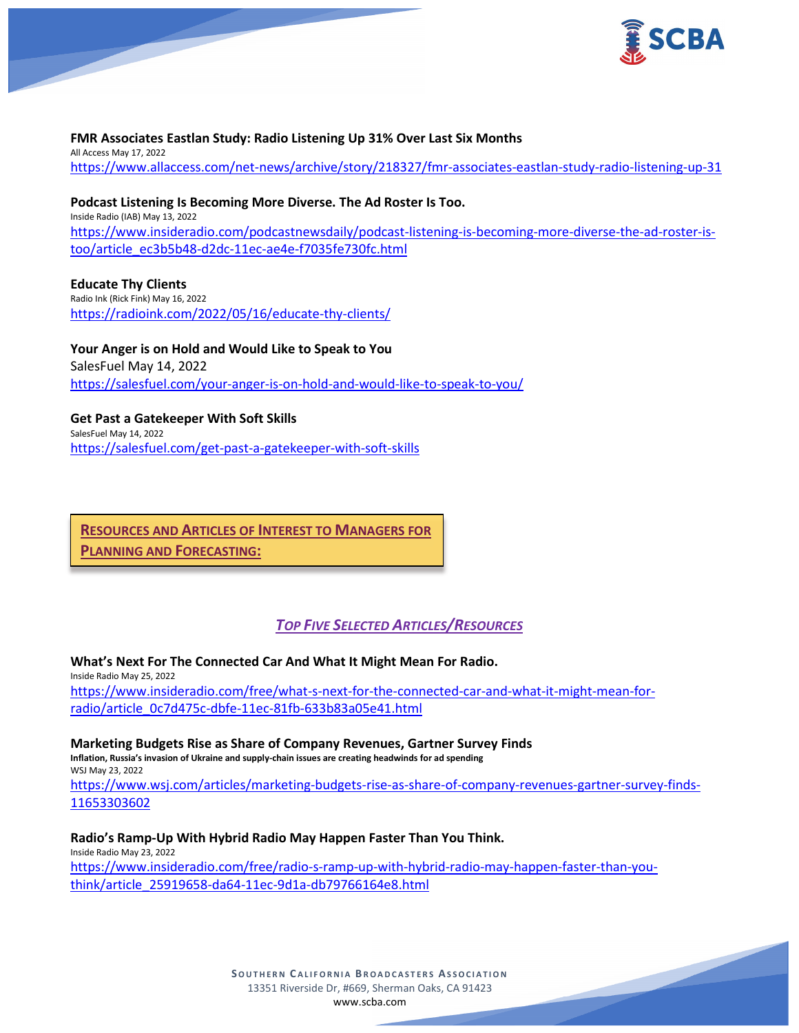**FMR Associates Eastlan Study: Radio Listening Up 31% Over Last Six Months**
All Access May 17, 2022
https://www.allaccess.com/net-news/archive/story/218327/fmr-associates-eastlan-study-radio-listening-up-31

**Podcast Listening Is Becoming More Diverse. The Ad Roster Is Too.**
Inside Radio (IAB) May 13, 2022
https://www.insideradio.com/podcastnewsdaily/podcast-listening-is-becoming-more-diverse-the-ad-roster-is-too/article_ec3b5b48-d2dc-11ec-ae4e-f7035fe730fc.html

**Educate Thy Clients**
Radio Ink (Rick Fink) May 16, 2022
https://radioink.com/2022/05/16/educate-thy-clients/

**Your Anger is on Hold and Would Like to Speak to You**
SalesFuel May 14, 2022
https://salesfuel.com/your-anger-is-on-hold-and-would-like-to-speak-to-you/

**Get Past a Gatekeeper With Soft Skills**
SalesFuel May 14, 2022
https://salesfuel.com/get-past-a-gatekeeper-with-soft-skills

## RESOURCES AND ARTICLES OF INTEREST TO MANAGERS FOR PLANNING AND FORECASTING:

### *TOP FIVE SELECTED ARTICLES/RESOURCES*

**What's Next For The Connected Car And What It Might Mean For Radio.**
Inside Radio May 25, 2022
https://www.insideradio.com/free/what-s-next-for-the-connected-car-and-what-it-might-mean-for-radio/article_0c7d475c-dbfe-11ec-81fb-633b83a05e41.html

**Marketing Budgets Rise as Share of Company Revenues, Gartner Survey Finds**
**Inflation, Russia's invasion of Ukraine and supply-chain issues are creating headwinds for ad spending**
WSJ May 23, 2022
https://www.wsj.com/articles/marketing-budgets-rise-as-share-of-company-revenues-gartner-survey-finds-11653303602

**Radio's Ramp-Up With Hybrid Radio May Happen Faster Than You Think.**
Inside Radio May 23, 2022
https://www.insideradio.com/free/radio-s-ramp-up-with-hybrid-radio-may-happen-faster-than-you-think/article_25919658-da64-11ec-9d1a-db79766164e8.html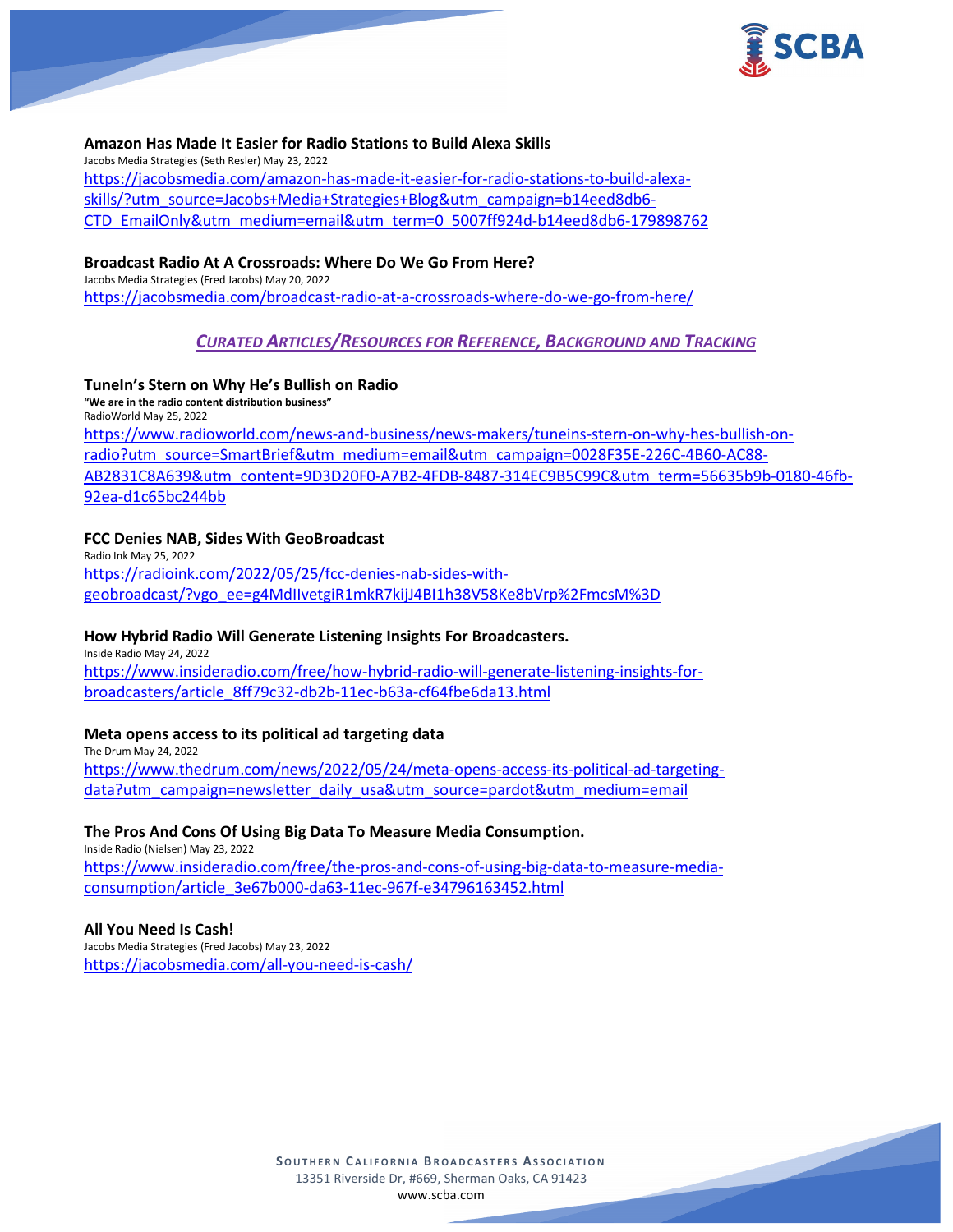**Amazon Has Made It Easier for Radio Stations to Build Alexa Skills**
Jacobs Media Strategies (Seth Resler) May 23, 2022
https://jacobsmedia.com/amazon-has-made-it-easier-for-radio-stations-to-build-alexa-skills/?utm_source=Jacobs+Media+Strategies+Blog&utm_campaign=b14eed8db6-CTD_EmailOnly&utm_medium=email&utm_term=0_5007ff924d-b14eed8db6-179898762

**Broadcast Radio At A Crossroads: Where Do We Go From Here?**
Jacobs Media Strategies (Fred Jacobs) May 20, 2022
https://jacobsmedia.com/broadcast-radio-at-a-crossroads-where-do-we-go-from-here/

## *Curated Articles/Resources for Reference, Background and Tracking*

**TuneIn's Stern on Why He's Bullish on Radio**
**"We are in the radio content distribution business"**
RadioWorld May 25, 2022
https://www.radioworld.com/news-and-business/news-makers/tuneins-stern-on-why-hes-bullish-on-radio?utm_source=SmartBrief&utm_medium=email&utm_campaign=0028F35E-226C-4B60-AC88-AB2831C8A639&utm_content=9D3D20F0-A7B2-4FDB-8487-314EC9B5C99C&utm_term=56635b9b-0180-46fb-92ea-d1c65bc244bb

**FCC Denies NAB, Sides With GeoBroadcast**
Radio Ink May 25, 2022
https://radioink.com/2022/05/25/fcc-denies-nab-sides-with-geobroadcast/?vgo_ee=g4MdIIvetgiR1mkR7kijJ4BI1h38V58Ke8bVrp%2FmcsM%3D

**How Hybrid Radio Will Generate Listening Insights For Broadcasters.**
Inside Radio May 24, 2022
https://www.insideradio.com/free/how-hybrid-radio-will-generate-listening-insights-for-broadcasters/article_8ff79c32-db2b-11ec-b63a-cf64fbe6da13.html

**Meta opens access to its political ad targeting data**
The Drum May 24, 2022
https://www.thedrum.com/news/2022/05/24/meta-opens-access-its-political-ad-targeting-data?utm_campaign=newsletter_daily_usa&utm_source=pardot&utm_medium=email

**The Pros And Cons Of Using Big Data To Measure Media Consumption.**
Inside Radio (Nielsen) May 23, 2022
https://www.insideradio.com/free/the-pros-and-cons-of-using-big-data-to-measure-media-consumption/article_3e67b000-da63-11ec-967f-e34796163452.html

**All You Need Is Cash!**
Jacobs Media Strategies (Fred Jacobs) May 23, 2022
https://jacobsmedia.com/all-you-need-is-cash/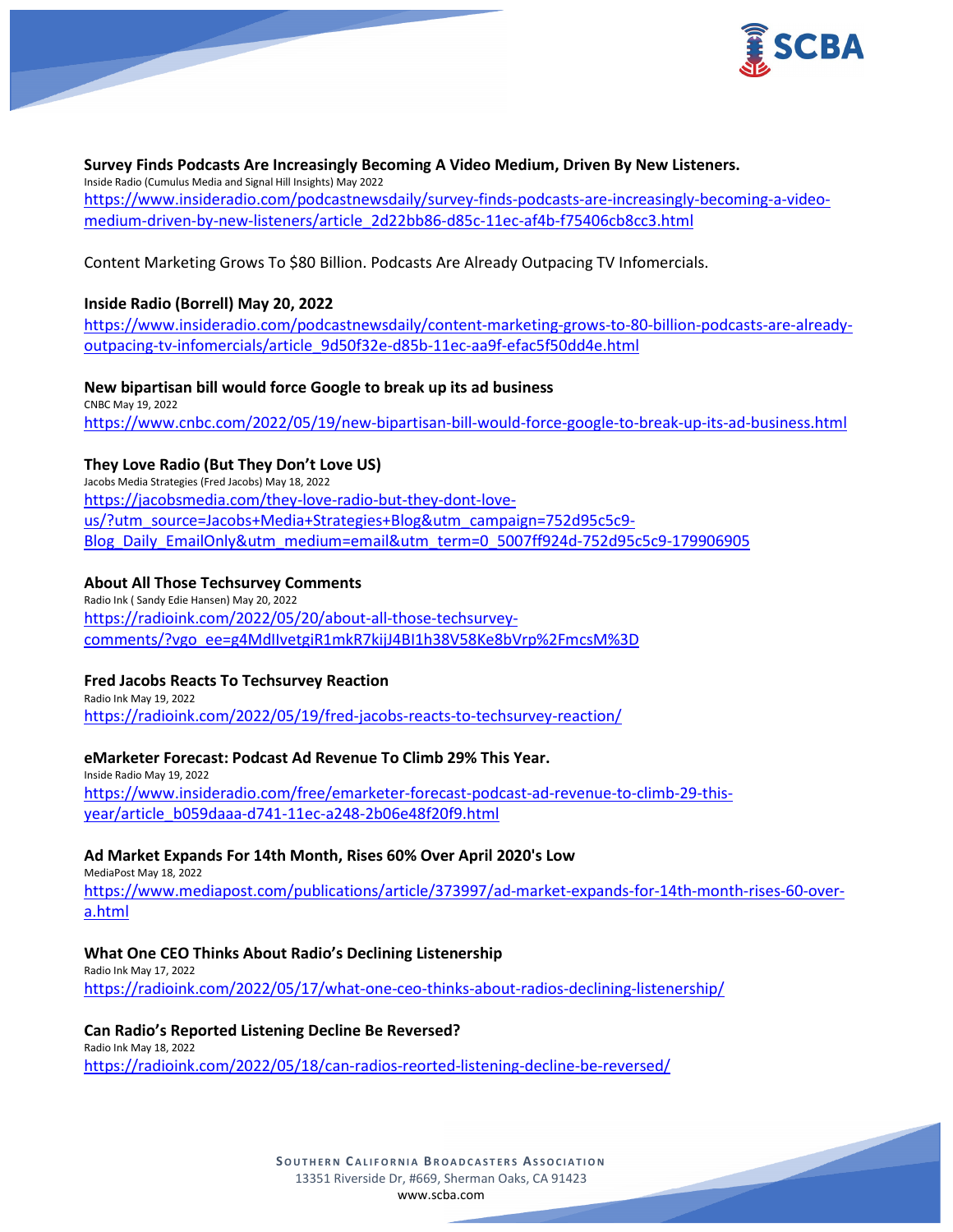**Survey Finds Podcasts Are Increasingly Becoming A Video Medium, Driven By New Listeners.**
Inside Radio (Cumulus Media and Signal Hill Insights) May 2022
https://www.insideradio.com/podcastnewsdaily/survey-finds-podcasts-are-increasingly-becoming-a-video-medium-driven-by-new-listeners/article_2d22bb86-d85c-11ec-af4b-f75406cb8cc3.html

Content Marketing Grows To $80 Billion. Podcasts Are Already Outpacing TV Infomercials.

**Inside Radio (Borrell) May 20, 2022**
https://www.insideradio.com/podcastnewsdaily/content-marketing-grows-to-80-billion-podcasts-are-already-outpacing-tv-infomercials/article_9d50f32e-d85b-11ec-aa9f-efac5f50dd4e.html

**New bipartisan bill would force Google to break up its ad business**
CNBC May 19, 2022
https://www.cnbc.com/2022/05/19/new-bipartisan-bill-would-force-google-to-break-up-its-ad-business.html

**They Love Radio (But They Don't Love US)**
Jacobs Media Strategies (Fred Jacobs) May 18, 2022
https://jacobsmedia.com/they-love-radio-but-they-dont-love-us/?utm_source=Jacobs+Media+Strategies+Blog&utm_campaign=752d95c5c9-Blog_Daily_EmailOnly&utm_medium=email&utm_term=0_5007ff924d-752d95c5c9-179906905

**About All Those Techsurvey Comments**
Radio Ink ( Sandy Edie Hansen) May 20, 2022
https://radioink.com/2022/05/20/about-all-those-techsurvey-comments/?vgo_ee=g4MdIIvetgiR1mkR7kijJ4BI1h38V58Ke8bVrp%2FmcsM%3D

**Fred Jacobs Reacts To Techsurvey Reaction**
Radio Ink May 19, 2022
https://radioink.com/2022/05/19/fred-jacobs-reacts-to-techsurvey-reaction/

**eMarketer Forecast: Podcast Ad Revenue To Climb 29% This Year.**
Inside Radio May 19, 2022
https://www.insideradio.com/free/emarketer-forecast-podcast-ad-revenue-to-climb-29-this-year/article_b059daaa-d741-11ec-a248-2b06e48f20f9.html

**Ad Market Expands For 14th Month, Rises 60% Over April 2020's Low**
MediaPost May 18, 2022
https://www.mediapost.com/publications/article/373997/ad-market-expands-for-14th-month-rises-60-over-a.html

**What One CEO Thinks About Radio's Declining Listenership**
Radio Ink May 17, 2022
https://radioink.com/2022/05/17/what-one-ceo-thinks-about-radios-declining-listenership/

**Can Radio's Reported Listening Decline Be Reversed?**
Radio Ink May 18, 2022
https://radioink.com/2022/05/18/can-radios-reorted-listening-decline-be-reversed/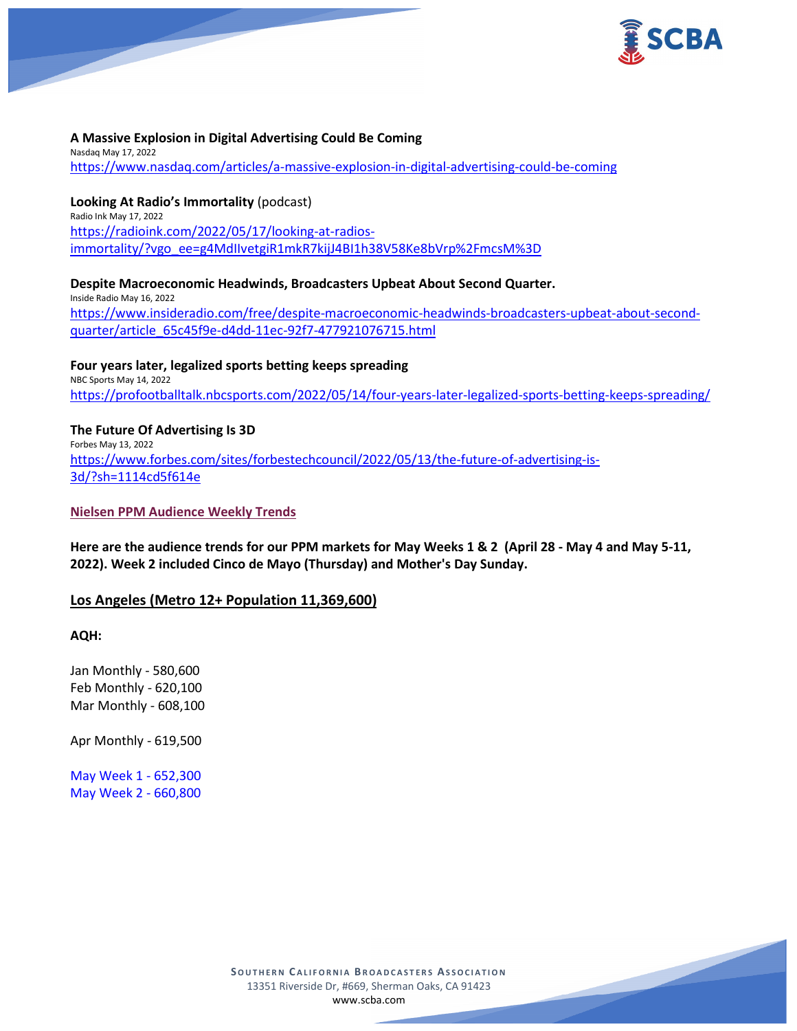**A Massive Explosion in Digital Advertising Could Be Coming**
Nasdaq May 17, 2022
https://www.nasdaq.com/articles/a-massive-explosion-in-digital-advertising-could-be-coming

**Looking At Radio's Immortality** (podcast)
Radio Ink May 17, 2022
https://radioink.com/2022/05/17/looking-at-radios-immortality/?vgo_ee=g4MdIlvetgiR1mkR7kijJ4BI1h38V58Ke8bVrp%2FmcsM%3D

**Despite Macroeconomic Headwinds, Broadcasters Upbeat About Second Quarter.**
Inside Radio May 16, 2022
https://www.insideradio.com/free/despite-macroeconomic-headwinds-broadcasters-upbeat-about-second-quarter/article_65c45f9e-d4dd-11ec-92f7-477921076715.html

**Four years later, legalized sports betting keeps spreading**
NBC Sports May 14, 2022
https://profootballtalk.nbcsports.com/2022/05/14/four-years-later-legalized-sports-betting-keeps-spreading/

**The Future Of Advertising Is 3D**
Forbes May 13, 2022
https://www.forbes.com/sites/forbestechcouncil/2022/05/13/the-future-of-advertising-is-3d/?sh=1114cd5f614e

**Nielsen PPM Audience Weekly Trends**

**Here are the audience trends for our PPM markets for May Weeks 1 & 2 (April 28 - May 4 and May 5-11, 2022). Week 2 included Cinco de Mayo (Thursday) and Mother's Day Sunday.**

## Los Angeles (Metro 12+ Population 11,369,600)

**AQH:**

Jan Monthly - 580,600
Feb Monthly - 620,100
Mar Monthly - 608,100

Apr Monthly - 619,500

May Week 1 - 652,300
May Week 2 - 660,800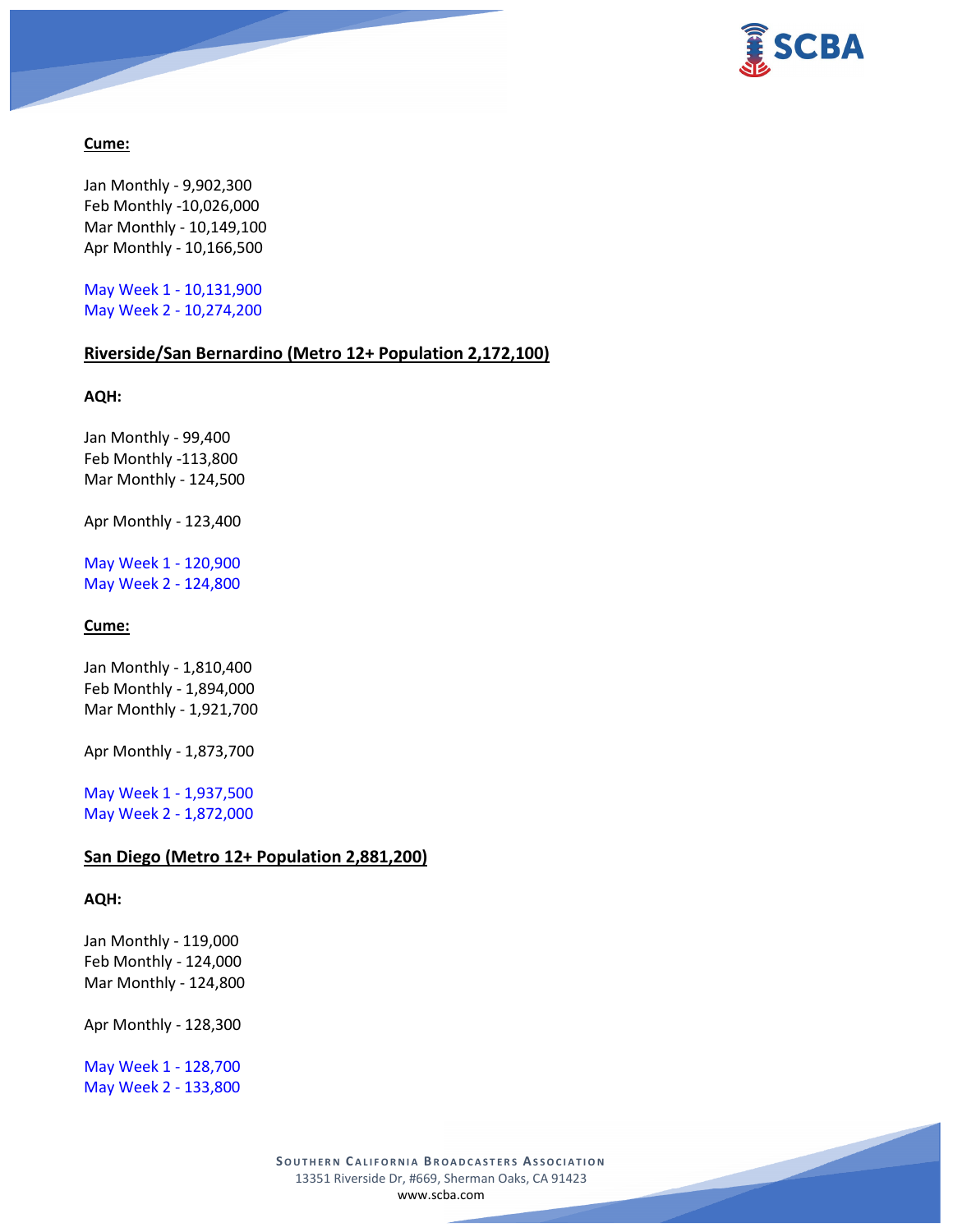**Cume:**

Jan Monthly - 9,902,300
Feb Monthly -10,026,000
Mar Monthly - 10,149,100
Apr Monthly - 10,166,500

May Week 1 - 10,131,900
May Week 2 - 10,274,200

## Riverside/San Bernardino (Metro 12+ Population 2,172,100)

**AQH:**

Jan Monthly - 99,400
Feb Monthly -113,800
Mar Monthly - 124,500

Apr Monthly - 123,400

May Week 1 - 120,900
May Week 2 - 124,800

**Cume:**

Jan Monthly - 1,810,400
Feb Monthly - 1,894,000
Mar Monthly - 1,921,700

Apr Monthly - 1,873,700

May Week 1 - 1,937,500
May Week 2 - 1,872,000

## San Diego (Metro 12+ Population 2,881,200)

**AQH:**

Jan Monthly - 119,000
Feb Monthly - 124,000
Mar Monthly - 124,800

Apr Monthly - 128,300

May Week 1 - 128,700
May Week 2 - 133,800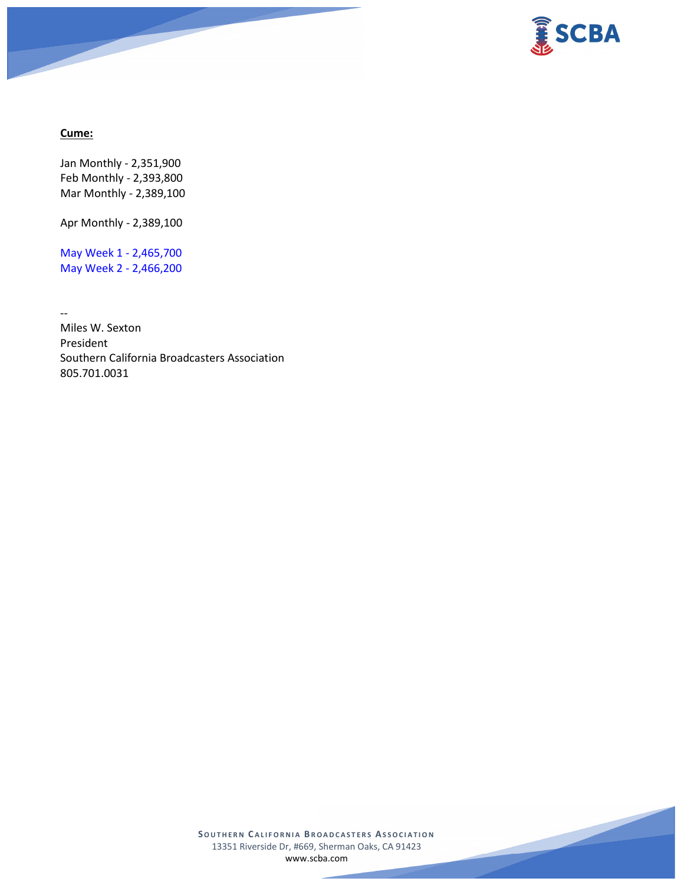**Cume:**

Jan Monthly - 2,351,900
Feb Monthly - 2,393,800
Mar Monthly - 2,389,100

Apr Monthly - 2,389,100

May Week 1 - 2,465,700
May Week 2 - 2,466,200

--
Miles W. Sexton
President
Southern California Broadcasters Association
805.701.0031